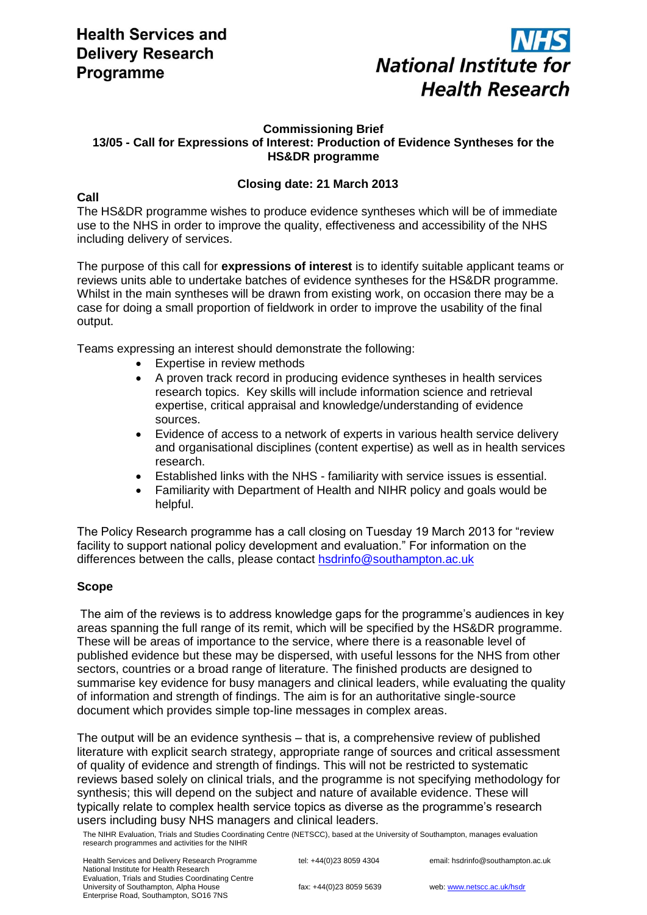**Health Services and Delivery Research Programme**

**NHS National Institute for Health Research**

## Commissioning Brief
## 13/05 - Call for Expressions of Interest: Production of Evidence Syntheses for the HS&DR programme

### Closing date: 21 March 2013

### Call

The HS&DR programme wishes to produce evidence syntheses which will be of immediate use to the NHS in order to improve the quality, effectiveness and accessibility of the NHS including delivery of services.

The purpose of this call for **expressions of interest** is to identify suitable applicant teams or reviews units able to undertake batches of evidence syntheses for the HS&DR programme. Whilst in the main syntheses will be drawn from existing work, on occasion there may be a case for doing a small proportion of fieldwork in order to improve the usability of the final output.

Teams expressing an interest should demonstrate the following:

- Expertise in review methods
- A proven track record in producing evidence syntheses in health services research topics. Key skills will include information science and retrieval expertise, critical appraisal and knowledge/understanding of evidence sources.
- Evidence of access to a network of experts in various health service delivery and organisational disciplines (content expertise) as well as in health services research.
- Established links with the NHS - familiarity with service issues is essential.
- Familiarity with Department of Health and NIHR policy and goals would be helpful.

The Policy Research programme has a call closing on Tuesday 19 March 2013 for "review facility to support national policy development and evaluation." For information on the differences between the calls, please contact hsdrinfo@southampton.ac.uk

### Scope

The aim of the reviews is to address knowledge gaps for the programme's audiences in key areas spanning the full range of its remit, which will be specified by the HS&DR programme. These will be areas of importance to the service, where there is a reasonable level of published evidence but these may be dispersed, with useful lessons for the NHS from other sectors, countries or a broad range of literature. The finished products are designed to summarise key evidence for busy managers and clinical leaders, while evaluating the quality of information and strength of findings. The aim is for an authoritative single-source document which provides simple top-line messages in complex areas.

The output will be an evidence synthesis – that is, a comprehensive review of published literature with explicit search strategy, appropriate range of sources and critical assessment of quality of evidence and strength of findings. This will not be restricted to systematic reviews based solely on clinical trials, and the programme is not specifying methodology for synthesis; this will depend on the subject and nature of available evidence. These will typically relate to complex health service topics as diverse as the programme's research users including busy NHS managers and clinical leaders.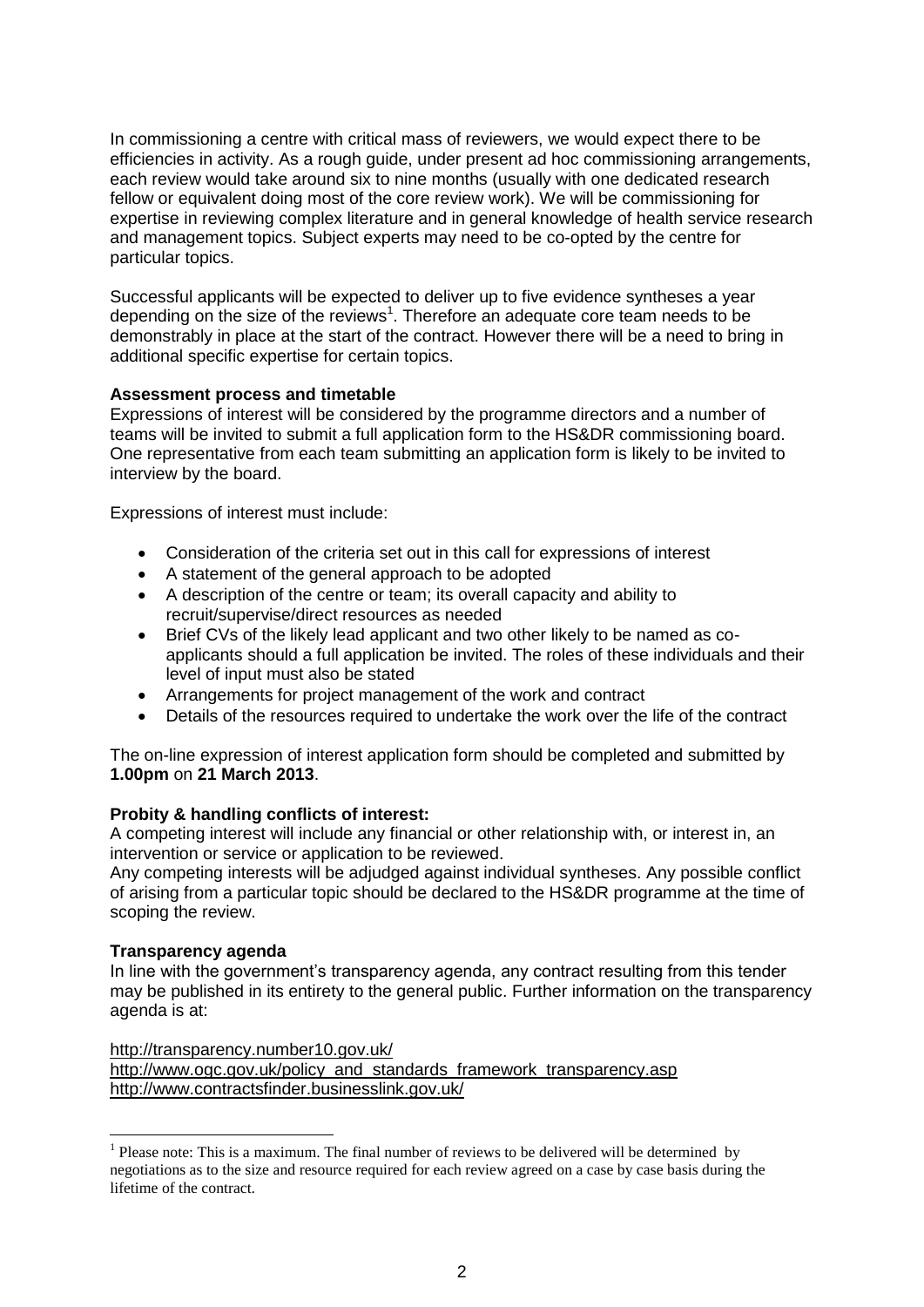In commissioning a centre with critical mass of reviewers, we would expect there to be efficiencies in activity. As a rough guide, under present ad hoc commissioning arrangements, each review would take around six to nine months (usually with one dedicated research fellow or equivalent doing most of the core review work). We will be commissioning for expertise in reviewing complex literature and in general knowledge of health service research and management topics. Subject experts may need to be co-opted by the centre for particular topics.

Successful applicants will be expected to deliver up to five evidence syntheses a year depending on the size of the reviews[1]. Therefore an adequate core team needs to be demonstrably in place at the start of the contract. However there will be a need to bring in additional specific expertise for certain topics.

**Assessment process and timetable**

Expressions of interest will be considered by the programme directors and a number of teams will be invited to submit a full application form to the HS&DR commissioning board. One representative from each team submitting an application form is likely to be invited to interview by the board.

Expressions of interest must include:

- Consideration of the criteria set out in this call for expressions of interest
- A statement of the general approach to be adopted
- A description of the centre or team; its overall capacity and ability to recruit/supervise/direct resources as needed
- Brief CVs of the likely lead applicant and two other likely to be named as co-applicants should a full application be invited. The roles of these individuals and their level of input must also be stated
- Arrangements for project management of the work and contract
- Details of the resources required to undertake the work over the life of the contract

The on-line expression of interest application form should be completed and submitted by **1.00pm** on **21 March 2013**.

**Probity & handling conflicts of interest:**

A competing interest will include any financial or other relationship with, or interest in, an intervention or service or application to be reviewed.

Any competing interests will be adjudged against individual syntheses. Any possible conflict of arising from a particular topic should be declared to the HS&DR programme at the time of scoping the review.

**Transparency agenda**

In line with the government's transparency agenda, any contract resulting from this tender may be published in its entirety to the general public. Further information on the transparency agenda is at:

http://transparency.number10.gov.uk/
http://www.ogc.gov.uk/policy_and_standards_framework_transparency.asp
http://www.contractsfinder.businesslink.gov.uk/

[1] Please note: This is a maximum. The final number of reviews to be delivered will be determined by negotiations as to the size and resource required for each review agreed on a case by case basis during the lifetime of the contract.